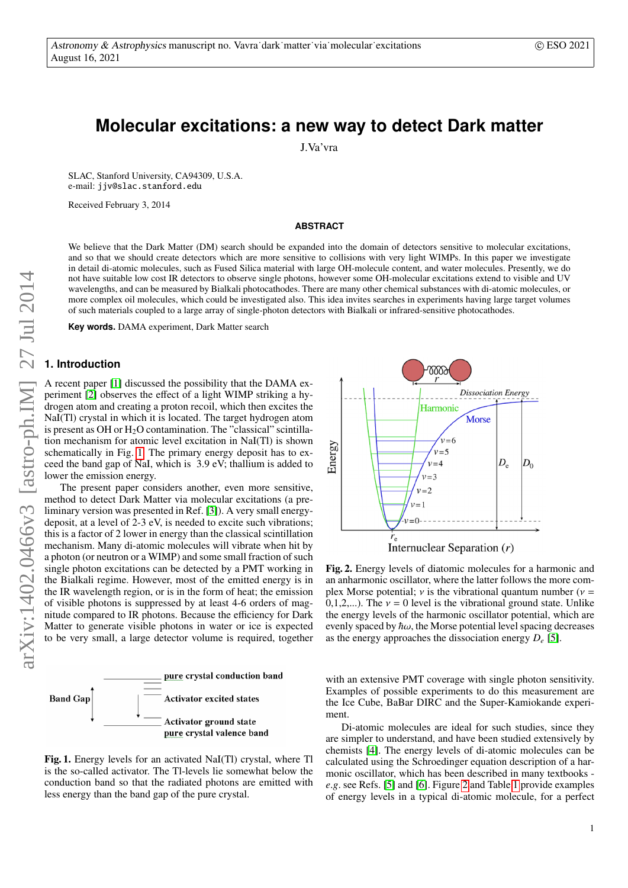# Molecular excitations: a new way to detect Dark matter

J.Va'vra

SLAC, Stanford University, CA94309, U.S.A.
e-mail: jjv@slac.stanford.edu

Received February 3, 2014

## ABSTRACT

We believe that the Dark Matter (DM) search should be expanded into the domain of detectors sensitive to molecular excitations, and so that we should create detectors which are more sensitive to collisions with very light WIMPs. In this paper we investigate in detail di-atomic molecules, such as Fused Silica material with large OH-molecule content, and water molecules. Presently, we do not have suitable low cost IR detectors to observe single photons, however some OH-molecular excitations extend to visible and UV wavelengths, and can be measured by Bialkali photocathodes. There are many other chemical substances with di-atomic molecules, or more complex oil molecules, which could be investigated also. This idea invites searches in experiments having large target volumes of such materials coupled to a large array of single-photon detectors with Bialkali or infrared-sensitive photocathodes.

**Key words.** DAMA experiment, Dark Matter search

## 1. Introduction

A recent paper [1] discussed the possibility that the DAMA experiment [2] observes the effect of a light WIMP striking a hydrogen atom and creating a proton recoil, which then excites the NaI(Tl) crystal in which it is located. The target hydrogen atom is present as OH or $H_2O$ contamination. The "classical" scintillation mechanism for atomic level excitation in NaI(Tl) is shown schematically in Fig. 1. The primary energy deposit has to exceed the band gap of NaI, which is 3.9 eV; thallium is added to lower the emission energy.

The present paper considers another, even more sensitive, method to detect Dark Matter via molecular excitations (a preliminary version was presented in Ref. [3]). A very small energy-deposit, at a level of 2-3 eV, is needed to excite such vibrations; this is a factor of 2 lower in energy than the classical scintillation mechanism. Many di-atomic molecules will vibrate when hit by a photon (or neutron or a WIMP) and some small fraction of such single photon excitations can be detected by a PMT working in the Bialkali regime. However, most of the emitted energy is in the IR wavelength region, or is in the form of heat; the emission of visible photons is suppressed by at least 4-6 orders of magnitude compared to IR photons. Because the efficiency for Dark Matter to generate visible photons in water or ice is expected to be very small, a large detector volume is required, together with an extensive PMT coverage with single photon sensitivity. Examples of possible experiments to do this measurement are the Ice Cube, BaBar DIRC and the Super-Kamiokande experiment.

Band Gap — pure crystal conduction band — Activator excited states — Activator ground state — pure crystal valence band

**Fig. 1.** Energy levels for an activated NaI(Tl) crystal, where Tl is the so-called activator. The Tl-levels lie somewhat below the conduction band so that the radiated photons are emitted with less energy than the band gap of the pure crystal.

**Fig. 2.** Energy levels of diatomic molecules for a harmonic and an anharmonic oscillator, where the latter follows the more complex Morse potential; $v$ is the vibrational quantum number ($v$ = 0,1,2,...). The $v$ = 0 level is the vibrational ground state. Unlike the energy levels of the harmonic oscillator potential, which are evenly spaced by $\hbar\omega$, the Morse potential level spacing decreases as the energy approaches the dissociation energy $D_e$ [5].

Di-atomic molecules are ideal for such studies, since they are simpler to understand, and have been studied extensively by chemists [4]. The energy levels of di-atomic molecules can be calculated using the Schroedinger equation description of a harmonic oscillator, which has been described in many textbooks - *e.g.* see Refs. [5] and [6]. Figure 2 and Table 1 provide examples of energy levels in a typical di-atomic molecule, for a perfect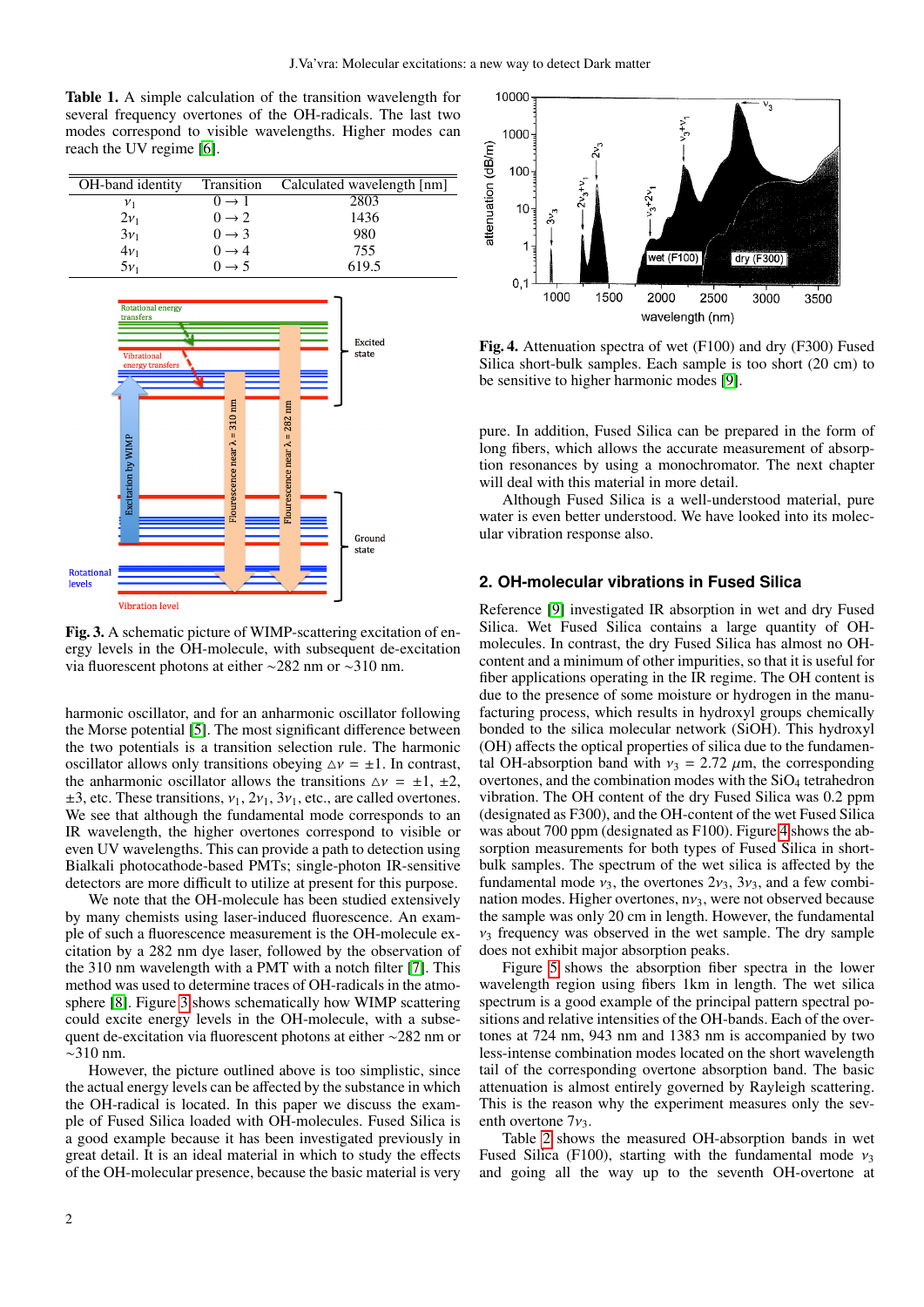**Table 1.** A simple calculation of the transition wavelength for several frequency overtones of the OH-radicals. The last two modes correspond to visible wavelengths. Higher modes can reach the UV regime [6].

| OH-band identity | Transition | Calculated wavelength [nm] |
|---|---|---|
| $\nu_1$ | $0 \rightarrow 1$ | 2803 |
| $2\nu_1$ | $0 \rightarrow 2$ | 1436 |
| $3\nu_1$ | $0 \rightarrow 3$ | 980 |
| $4\nu_1$ | $0 \rightarrow 4$ | 755 |
| $5\nu_1$ | $0 \rightarrow 5$ | 619.5 |

**Fig. 3.** A schematic picture of WIMP-scattering excitation of energy levels in the OH-molecule, with subsequent de-excitation via fluorescent photons at either ~282 nm or ~310 nm.

harmonic oscillator, and for an anharmonic oscillator following the Morse potential [5]. The most significant difference between the two potentials is a transition selection rule. The harmonic oscillator allows only transitions obeying $\triangle\nu = \pm 1$. In contrast, the anharmonic oscillator allows the transitions $\triangle\nu = \pm 1, \pm 2, \pm 3$, etc. These transitions, $\nu_1$, $2\nu_1$, $3\nu_1$, etc., are called overtones. We see that although the fundamental mode corresponds to an IR wavelength, the higher overtones correspond to visible or even UV wavelengths. This can provide a path to detection using Bialkali photocathode-based PMTs; single-photon IR-sensitive detectors are more difficult to utilize at present for this purpose.

We note that the OH-molecule has been studied extensively by many chemists using laser-induced fluorescence. An example of such a fluorescence measurement is the OH-molecule excitation by a 282 nm dye laser, followed by the observation of the 310 nm wavelength with a PMT with a notch filter [7]. This method was used to determine traces of OH-radicals in the atmosphere [8]. Figure 3 shows schematically how WIMP scattering could excite energy levels in the OH-molecule, with a subsequent de-excitation via fluorescent photons at either ~282 nm or ~310 nm.

However, the picture outlined above is too simplistic, since the actual energy levels can be affected by the substance in which the OH-radical is located. In this paper we discuss the example of Fused Silica loaded with OH-molecules. Fused Silica is a good example because it has been investigated previously in great detail. It is an ideal material in which to study the effects of the OH-molecular presence, because the basic material is very pure. In addition, Fused Silica can be prepared in the form of long fibers, which allows the accurate measurement of absorption resonances by using a monochromator. The next chapter will deal with this material in more detail.

Although Fused Silica is a well-understood material, pure water is even better understood. We have looked into its molecular vibration response also.

**Fig. 4.** Attenuation spectra of wet (F100) and dry (F300) Fused Silica short-bulk samples. Each sample is too short (20 cm) to be sensitive to higher harmonic modes [9].

## 2. OH-molecular vibrations in Fused Silica

Reference [9] investigated IR absorption in wet and dry Fused Silica. Wet Fused Silica contains a large quantity of OH-molecules. In contrast, the dry Fused Silica has almost no OH-content and a minimum of other impurities, so that it is useful for fiber applications operating in the IR regime. The OH content is due to the presence of some moisture or hydrogen in the manufacturing process, which results in hydroxyl groups chemically bonded to the silica molecular network (SiOH). This hydroxyl (OH) affects the optical properties of silica due to the fundamental OH-absorption band with $\nu_3 = 2.72\ \mu m$, the corresponding overtones, and the combination modes with the $SiO_4$ tetrahedron vibration. The OH content of the dry Fused Silica was 0.2 ppm (designated as F300), and the OH-content of the wet Fused Silica was about 700 ppm (designated as F100). Figure 4 shows the absorption measurements for both types of Fused Silica in short-bulk samples. The spectrum of the wet silica is affected by the fundamental mode $\nu_3$, the overtones $2\nu_3$, $3\nu_3$, and a few combination modes. Higher overtones, $n\nu_3$, were not observed because the sample was only 20 cm in length. However, the fundamental $\nu_3$ frequency was observed in the wet sample. The dry sample does not exhibit major absorption peaks.

Figure 5 shows the absorption fiber spectra in the lower wavelength region using fibers 1km in length. The wet silica spectrum is a good example of the principal pattern spectral positions and relative intensities of the OH-bands. Each of the overtones at 724 nm, 943 nm and 1383 nm is accompanied by two less-intense combination modes located on the short wavelength tail of the corresponding overtone absorption band. The basic attenuation is almost entirely governed by Rayleigh scattering. This is the reason why the experiment measures only the seventh overtone $7\nu_3$.

Table 2 shows the measured OH-absorption bands in wet Fused Silica (F100), starting with the fundamental mode $\nu_3$ and going all the way up to the seventh OH-overtone at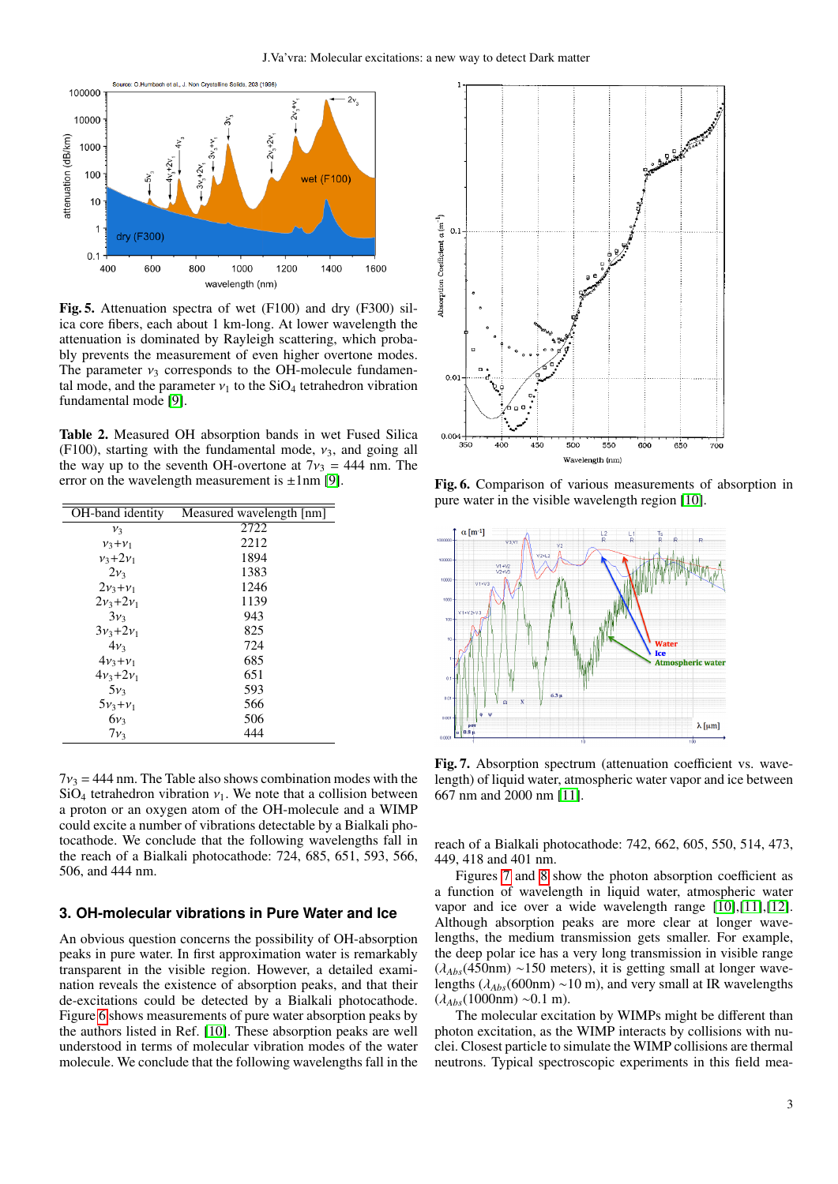**Fig. 5.** Attenuation spectra of wet (F100) and dry (F300) silica core fibers, each about 1 km-long. At lower wavelength the attenuation is dominated by Rayleigh scattering, which probably prevents the measurement of even higher overtone modes. The parameter $\nu_3$ corresponds to the OH-molecule fundamental mode, and the parameter $\nu_1$ to the $SiO_4$ tetrahedron vibration fundamental mode [9].

**Table 2.** Measured OH absorption bands in wet Fused Silica (F100), starting with the fundamental mode, $\nu_3$, and going all the way up to the seventh OH-overtone at $7\nu_3$ = 444 nm. The error on the wavelength measurement is ±1nm [9].

| OH-band identity | Measured wavelength [nm] |
|---|---|
| $\nu_3$ | 2722 |
| $\nu_3+\nu_1$ | 2212 |
| $\nu_3+2\nu_1$ | 1894 |
| $2\nu_3$ | 1383 |
| $2\nu_3+\nu_1$ | 1246 |
| $2\nu_3+2\nu_1$ | 1139 |
| $3\nu_3$ | 943 |
| $3\nu_3+2\nu_1$ | 825 |
| $4\nu_3$ | 724 |
| $4\nu_3+\nu_1$ | 685 |
| $4\nu_3+2\nu_1$ | 651 |
| $5\nu_3$ | 593 |
| $5\nu_3+\nu_1$ | 566 |
| $6\nu_3$ | 506 |
| $7\nu_3$ | 444 |

$7\nu_3$ = 444 nm. The Table also shows combination modes with the $SiO_4$ tetrahedron vibration $\nu_1$. We note that a collision between a proton or an oxygen atom of the OH-molecule and a WIMP could excite a number of vibrations detectable by a Bialkali photocathode. We conclude that the following wavelengths fall in the reach of a Bialkali photocathode: 724, 685, 651, 593, 566, 506, and 444 nm.

## 3. OH-molecular vibrations in Pure Water and Ice

An obvious question concerns the possibility of OH-absorption peaks in pure water. In first approximation water is remarkably transparent in the visible region. However, a detailed examination reveals the existence of absorption peaks, and that their de-excitations could be detected by a Bialkali photocathode. Figure 6 shows measurements of pure water absorption peaks by the authors listed in Ref. [10]. These absorption peaks are well understood in terms of molecular vibration modes of the water molecule. We conclude that the following wavelengths fall in the reach of a Bialkali photocathode: 742, 662, 605, 550, 514, 473, 449, 418 and 401 nm.

**Fig. 6.** Comparison of various measurements of absorption in pure water in the visible wavelength region [10].

**Fig. 7.** Absorption spectrum (attenuation coefficient vs. wavelength) of liquid water, atmospheric water vapor and ice between 667 nm and 2000 nm [11].

Figures 7 and 8 show the photon absorption coefficient as a function of wavelength in liquid water, atmospheric water vapor and ice over a wide wavelength range [10],[11],[12]. Although absorption peaks are more clear at longer wavelengths, the medium transmission gets smaller. For example, the deep polar ice has a very long transmission in visible range ($\lambda_{Abs}$(450nm) ~150 meters), it is getting small at longer wavelengths ($\lambda_{Abs}$(600nm) ~10 m), and very small at IR wavelengths ($\lambda_{Abs}$(1000nm) ~0.1 m).

The molecular excitation by WIMPs might be different than photon excitation, as the WIMP interacts by collisions with nuclei. Closest particle to simulate the WIMP collisions are thermal neutrons. Typical spectroscopic experiments in this field mea-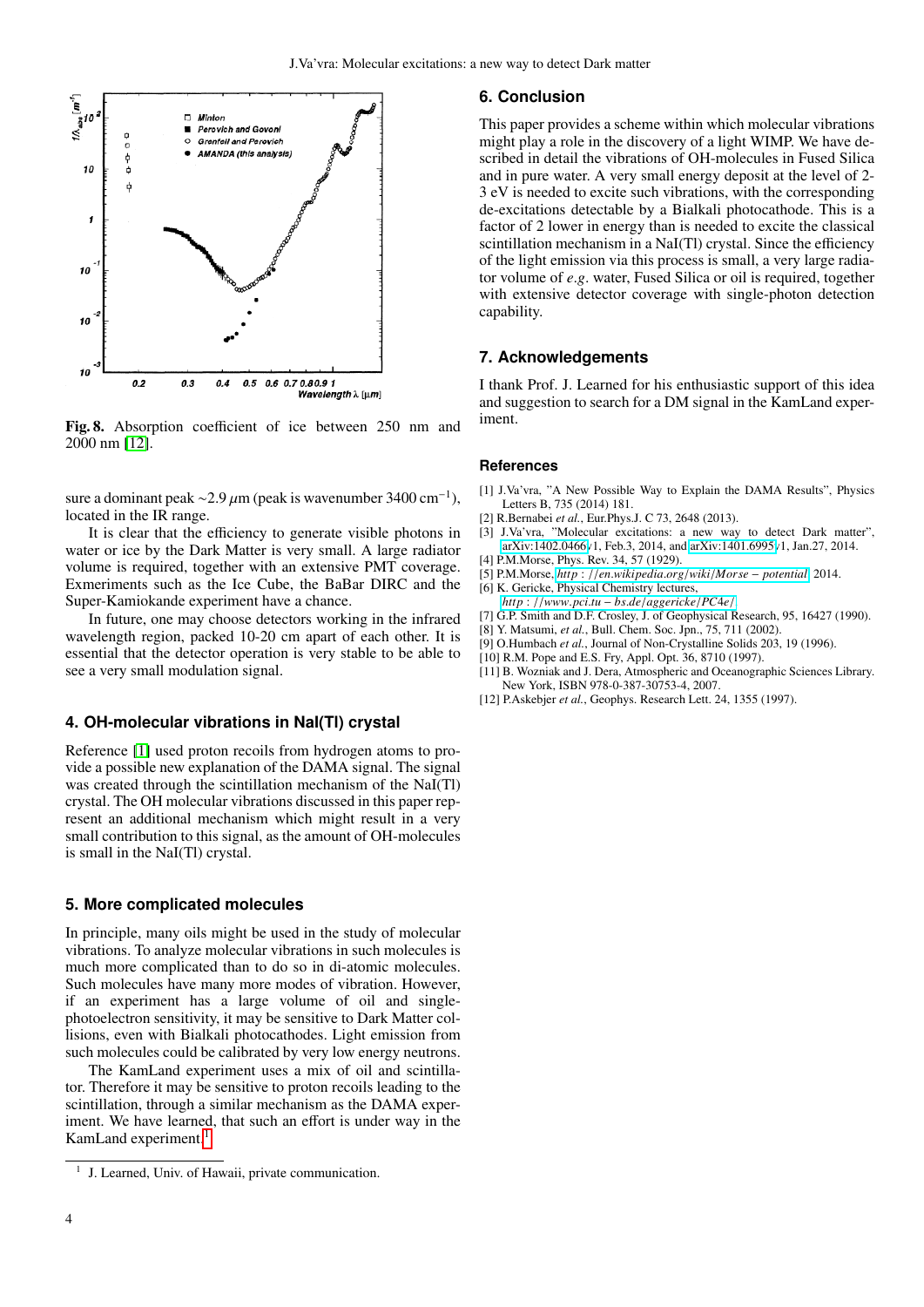1/λ_abs [m^-1]

10^2

10

1

10^-1

10^-2

10^-3

0.2 0.3 0.4 0.5 0.6 0.7 0.8 0.9 1

Wavelength λ [μm]

Minton

Perovich and Govoni

Grenfell and Perovich

AMANDA (this analysis)

**Fig. 8.** Absorption coefficient of ice between 250 nm and 2000 nm [12].

sure a dominant peak ~2.9 $\mu$m (peak is wavenumber 3400 cm$^{-1}$), located in the IR range.

It is clear that the efficiency to generate visible photons in water or ice by the Dark Matter is very small. A large radiator volume is required, together with an extensive PMT coverage. Exmeriments such as the Ice Cube, the BaBar DIRC and the Super-Kamiokande experiment have a chance.

In future, one may choose detectors working in the infrared wavelength region, packed 10-20 cm apart of each other. It is essential that the detector operation is very stable to be able to see a very small modulation signal.

## 4. OH-molecular vibrations in NaI(Tl) crystal

Reference [1] used proton recoils from hydrogen atoms to provide a possible new explanation of the DAMA signal. The signal was created through the scintillation mechanism of the NaI(Tl) crystal. The OH molecular vibrations discussed in this paper represent an additional mechanism which might result in a very small contribution to this signal, as the amount of OH-molecules is small in the NaI(Tl) crystal.

## 5. More complicated molecules

In principle, many oils might be used in the study of molecular vibrations. To analyze molecular vibrations in such molecules is much more complicated than to do so in di-atomic molecules. Such molecules have many more modes of vibration. However, if an experiment has a large volume of oil and single-photoelectron sensitivity, it may be sensitive to Dark Matter collisions, even with Bialkali photocathodes. Light emission from such molecules could be calibrated by very low energy neutrons.

The KamLand experiment uses a mix of oil and scintillator. Therefore it may be sensitive to proton recoils leading to the scintillation, through a similar mechanism as the DAMA experiment. We have learned, that such an effort is under way in the KamLand experiment.[1]

[1] J. Learned, Univ. of Hawaii, private communication.

## 6. Conclusion

This paper provides a scheme within which molecular vibrations might play a role in the discovery of a light WIMP. We have described in detail the vibrations of OH-molecules in Fused Silica and in pure water. A very small energy deposit at the level of 2-3 eV is needed to excite such vibrations, with the corresponding de-excitations detectable by a Bialkali photocathode. This is a factor of 2 lower in energy than is needed to excite the classical scintillation mechanism in a NaI(Tl) crystal. Since the efficiency of the light emission via this process is small, a very large radiator volume of *e.g*. water, Fused Silica or oil is required, together with extensive detector coverage with single-photon detection capability.

## 7. Acknowledgements

I thank Prof. J. Learned for his enthusiastic support of this idea and suggestion to search for a DM signal in the KamLand experiment.

### References

[1] J.Va'vra, "A New Possible Way to Explain the DAMA Results", Physics Letters B, 735 (2014) 181.
[2] R.Bernabei *et al.*, Eur.Phys.J. C 73, 2648 (2013).
[3] J.Va'vra, "Molecular excitations: a new way to detect Dark matter", arXiv:1402.0466v1, Feb.3, 2014, and arXiv:1401.6995v1, Jan.27, 2014.
[4] P.M.Morse, Phys. Rev. 34, 57 (1929).
[5] P.M.Morse, http://en.wikipedia.org/wiki/Morse−potential, 2014.
[6] K. Gericke, Physical Chemistry lectures, http://www.pci.tu−bs.de/aggericke/PC4e/
[7] G.P. Smith and D.F. Crosley, J. of Geophysical Research, 95, 16427 (1990).
[8] Y. Matsumi, *et al.*, Bull. Chem. Soc. Jpn., 75, 711 (2002).
[9] O.Humbach *et al.*, Journal of Non-Crystalline Solids 203, 19 (1996).
[10] R.M. Pope and E.S. Fry, Appl. Opt. 36, 8710 (1997).
[11] B. Wozniak and J. Dera, Atmospheric and Oceanographic Sciences Library. New York, ISBN 978-0-387-30753-4, 2007.
[12] P.Askebjer *et al.*, Geophys. Research Lett. 24, 1355 (1997).